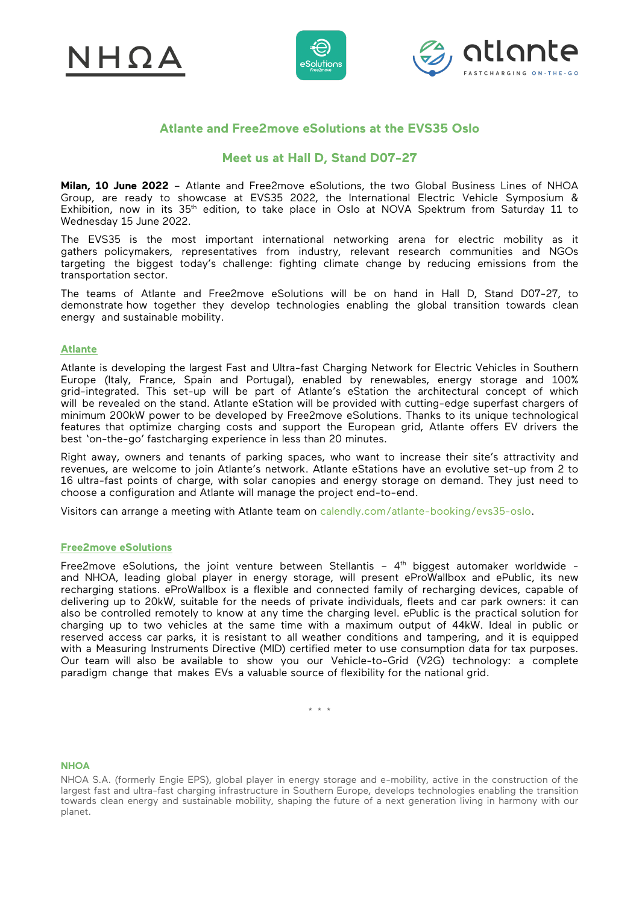## Atlante and Free2move eSolutions at the EVS35 Oslo

## Meet us at Hall D, Stand D07-27

**Milan, 10 June 2022** – Atlante and Free2move eSolutions, the two Global Business Lines of NHOA Group, are ready to showcase at EVS35 2022, the International Electric Vehicle Symposium & Exhibition, now in its 35th edition, to take place in Oslo at NOVA Spektrum from Saturday 11 to Wednesday 15 June 2022.

The EVS35 is the most important international networking arena for electric mobility as it gathers policymakers, representatives from industry, relevant research communities and NGOs targeting the biggest today's challenge: fighting climate change by reducing emissions from the transportation sector.

The teams of Atlante and Free2move eSolutions will be on hand in Hall D, Stand D07-27, to demonstrate how together they develop technologies enabling the global transition towards clean energy and sustainable mobility.

### Atlante

Atlante is developing the largest Fast and Ultra-fast Charging Network for Electric Vehicles in Southern Europe (Italy, France, Spain and Portugal), enabled by renewables, energy storage and 100% grid-integrated. This set-up will be part of Atlante's eStation the architectural concept of which will be revealed on the stand. Atlante eStation will be provided with cutting-edge superfast chargers of minimum 200kW power to be developed by Free2move eSolutions. Thanks to its unique technological features that optimize charging costs and support the European grid, Atlante offers EV drivers the best 'on-the-go' fastcharging experience in less than 20 minutes.

Right away, owners and tenants of parking spaces, who want to increase their site's attractivity and revenues, are welcome to join Atlante's network. Atlante eStations have an evolutive set-up from 2 to 16 ultra-fast points of charge, with solar canopies and energy storage on demand. They just need to choose a configuration and Atlante will manage the project end-to-end.

Visitors can arrange a meeting with Atlante team on calendly.com/atlante-booking/evs35-oslo.

### Free2move eSolutions

Free2move eSolutions, the joint venture between Stellantis – 4th biggest automaker worldwide - and NHOA, leading global player in energy storage, will present eProWallbox and ePublic, its new recharging stations. eProWallbox is a flexible and connected family of recharging devices, capable of delivering up to 20kW, suitable for the needs of private individuals, fleets and car park owners: it can also be controlled remotely to know at any time the charging level. ePublic is the practical solution for charging up to two vehicles at the same time with a maximum output of 44kW. Ideal in public or reserved access car parks, it is resistant to all weather conditions and tampering, and it is equipped with a Measuring Instruments Directive (MID) certified meter to use consumption data for tax purposes. Our team will also be available to show you our Vehicle-to-Grid (V2G) technology: a complete paradigm change that makes EVs a valuable source of flexibility for the national grid.

\* \* \*

**NHOA**

NHOA S.A. (formerly Engie EPS), global player in energy storage and e-mobility, active in the construction of the largest fast and ultra-fast charging infrastructure in Southern Europe, develops technologies enabling the transition towards clean energy and sustainable mobility, shaping the future of a next generation living in harmony with our planet.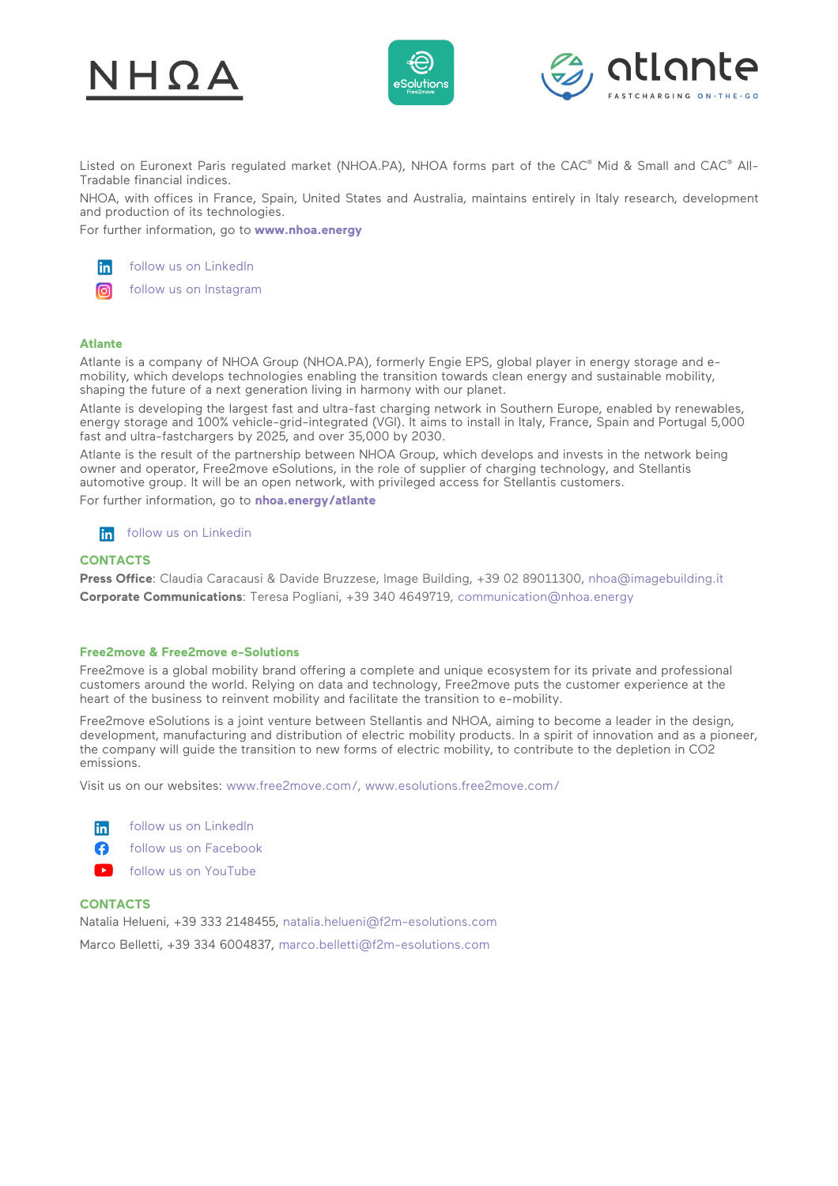Listed on Euronext Paris regulated market (NHOA.PA), NHOA forms part of the CAC® Mid & Small and CAC® All-Tradable financial indices.

NHOA, with offices in France, Spain, United States and Australia, maintains entirely in Italy research, development and production of its technologies.

For further information, go to **www.nhoa.energy**

follow us on LinkedIn

follow us on Instagram

### Atlante

Atlante is a company of NHOA Group (NHOA.PA), formerly Engie EPS, global player in energy storage and e-mobility, which develops technologies enabling the transition towards clean energy and sustainable mobility, shaping the future of a next generation living in harmony with our planet.

Atlante is developing the largest fast and ultra-fast charging network in Southern Europe, enabled by renewables, energy storage and 100% vehicle-grid-integrated (VGI). It aims to install in Italy, France, Spain and Portugal 5,000 fast and ultra-fastchargers by 2025, and over 35,000 by 2030.

Atlante is the result of the partnership between NHOA Group, which develops and invests in the network being owner and operator, Free2move eSolutions, in the role of supplier of charging technology, and Stellantis automotive group. It will be an open network, with privileged access for Stellantis customers.

For further information, go to **nhoa.energy/atlante**

follow us on Linkedin

### CONTACTS

**Press Office**: Claudia Caracausi & Davide Bruzzese, Image Building, +39 02 89011300, nhoa@imagebuilding.it

**Corporate Communications**: Teresa Pogliani, +39 340 4649719, communication@nhoa.energy

### Free2move & Free2move e-Solutions

Free2move is a global mobility brand offering a complete and unique ecosystem for its private and professional customers around the world. Relying on data and technology, Free2move puts the customer experience at the heart of the business to reinvent mobility and facilitate the transition to e-mobility.

Free2move eSolutions is a joint venture between Stellantis and NHOA, aiming to become a leader in the design, development, manufacturing and distribution of electric mobility products. In a spirit of innovation and as a pioneer, the company will guide the transition to new forms of electric mobility, to contribute to the depletion in CO2 emissions.

Visit us on our websites: www.free2move.com/, www.esolutions.free2move.com/

follow us on LinkedIn

follow us on Facebook

follow us on YouTube

### CONTACTS

Natalia Helueni, +39 333 2148455, natalia.helueni@f2m-esolutions.com

Marco Belletti, +39 334 6004837, marco.belletti@f2m-esolutions.com